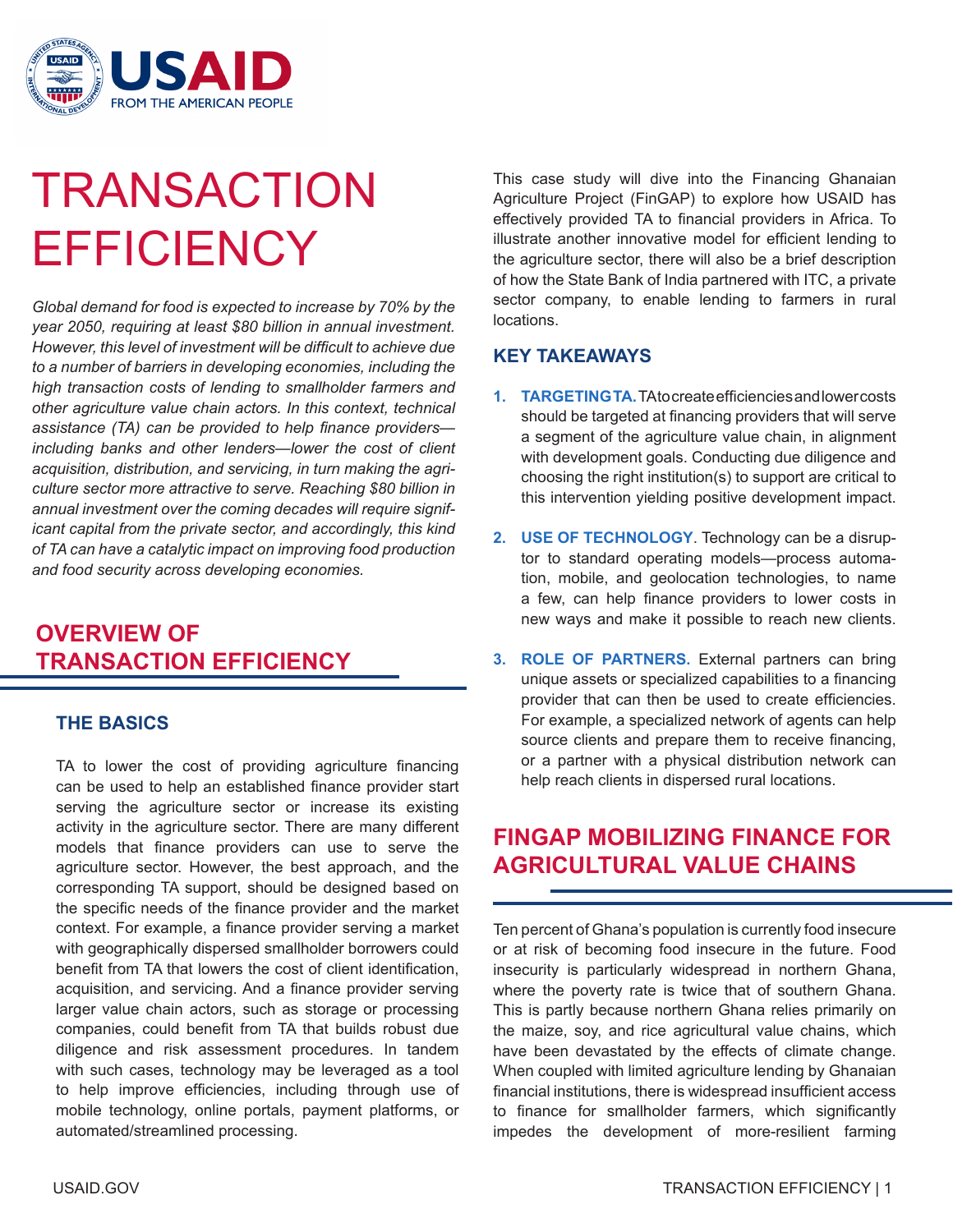# TRANSACTION EFFICIENCY

*Global demand for food is expected to increase by 70% by the year 2050, requiring at least $80 billion in annual investment. However, this level of investment will be difficult to achieve due to a number of barriers in developing economies, including the high transaction costs of lending to smallholder farmers and other agriculture value chain actors. In this context, technical assistance (TA) can be provided to help finance providers—including banks and other lenders—lower the cost of client acquisition, distribution, and servicing, in turn making the agriculture sector more attractive to serve. Reaching $80 billion in annual investment over the coming decades will require significant capital from the private sector, and accordingly, this kind of TA can have a catalytic impact on improving food production and food security across developing economies.*

## OVERVIEW OF TRANSACTION EFFICIENCY

### THE BASICS

TA to lower the cost of providing agriculture financing can be used to help an established finance provider start serving the agriculture sector or increase its existing activity in the agriculture sector. There are many different models that finance providers can use to serve the agriculture sector. However, the best approach, and the corresponding TA support, should be designed based on the specific needs of the finance provider and the market context. For example, a finance provider serving a market with geographically dispersed smallholder borrowers could benefit from TA that lowers the cost of client identification, acquisition, and servicing. And a finance provider serving larger value chain actors, such as storage or processing companies, could benefit from TA that builds robust due diligence and risk assessment procedures. In tandem with such cases, technology may be leveraged as a tool to help improve efficiencies, including through use of mobile technology, online portals, payment platforms, or automated/streamlined processing.

This case study will dive into the Financing Ghanaian Agriculture Project (FinGAP) to explore how USAID has effectively provided TA to financial providers in Africa. To illustrate another innovative model for efficient lending to the agriculture sector, there will also be a brief description of how the State Bank of India partnered with ITC, a private sector company, to enable lending to farmers in rural locations.

### KEY TAKEAWAYS

1. **TARGETING TA.** TA to create efficiencies and lower costs should be targeted at financing providers that will serve a segment of the agriculture value chain, in alignment with development goals. Conducting due diligence and choosing the right institution(s) to support are critical to this intervention yielding positive development impact.
2. **USE OF TECHNOLOGY**. Technology can be a disruptor to standard operating models—process automation, mobile, and geolocation technologies, to name a few, can help finance providers to lower costs in new ways and make it possible to reach new clients.
3. **ROLE OF PARTNERS.** External partners can bring unique assets or specialized capabilities to a financing provider that can then be used to create efficiencies. For example, a specialized network of agents can help source clients and prepare them to receive financing, or a partner with a physical distribution network can help reach clients in dispersed rural locations.

## FINGAP MOBILIZING FINANCE FOR AGRICULTURAL VALUE CHAINS

Ten percent of Ghana's population is currently food insecure or at risk of becoming food insecure in the future. Food insecurity is particularly widespread in northern Ghana, where the poverty rate is twice that of southern Ghana. This is partly because northern Ghana relies primarily on the maize, soy, and rice agricultural value chains, which have been devastated by the effects of climate change. When coupled with limited agriculture lending by Ghanaian financial institutions, there is widespread insufficient access to finance for smallholder farmers, which significantly impedes the development of more-resilient farming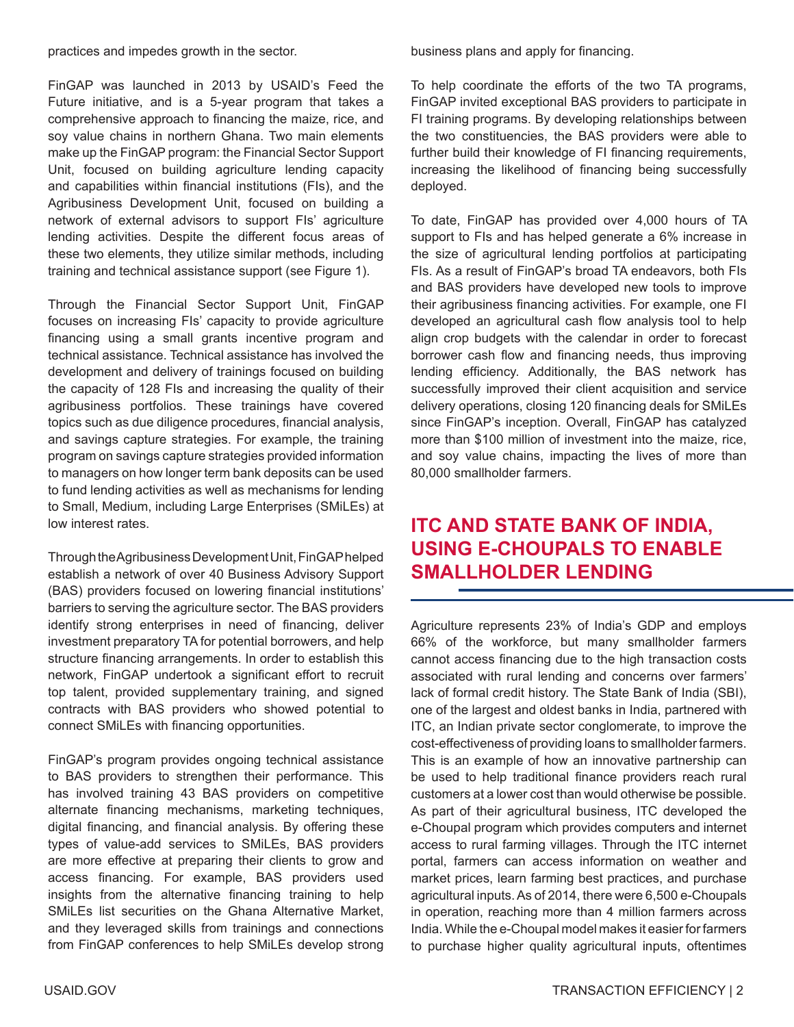practices and impedes growth in the sector.

FinGAP was launched in 2013 by USAID's Feed the Future initiative, and is a 5-year program that takes a comprehensive approach to financing the maize, rice, and soy value chains in northern Ghana. Two main elements make up the FinGAP program: the Financial Sector Support Unit, focused on building agriculture lending capacity and capabilities within financial institutions (FIs), and the Agribusiness Development Unit, focused on building a network of external advisors to support FIs' agriculture lending activities. Despite the different focus areas of these two elements, they utilize similar methods, including training and technical assistance support (see Figure 1).

Through the Financial Sector Support Unit, FinGAP focuses on increasing FIs' capacity to provide agriculture financing using a small grants incentive program and technical assistance. Technical assistance has involved the development and delivery of trainings focused on building the capacity of 128 FIs and increasing the quality of their agribusiness portfolios. These trainings have covered topics such as due diligence procedures, financial analysis, and savings capture strategies. For example, the training program on savings capture strategies provided information to managers on how longer term bank deposits can be used to fund lending activities as well as mechanisms for lending to Small, Medium, including Large Enterprises (SMiLEs) at low interest rates.

Through the Agribusiness Development Unit, FinGAP helped establish a network of over 40 Business Advisory Support (BAS) providers focused on lowering financial institutions' barriers to serving the agriculture sector. The BAS providers identify strong enterprises in need of financing, deliver investment preparatory TA for potential borrowers, and help structure financing arrangements. In order to establish this network, FinGAP undertook a significant effort to recruit top talent, provided supplementary training, and signed contracts with BAS providers who showed potential to connect SMiLEs with financing opportunities.

FinGAP's program provides ongoing technical assistance to BAS providers to strengthen their performance. This has involved training 43 BAS providers on competitive alternate financing mechanisms, marketing techniques, digital financing, and financial analysis. By offering these types of value-add services to SMiLEs, BAS providers are more effective at preparing their clients to grow and access financing. For example, BAS providers used insights from the alternative financing training to help SMiLEs list securities on the Ghana Alternative Market, and they leveraged skills from trainings and connections from FinGAP conferences to help SMiLEs develop strong business plans and apply for financing.

To help coordinate the efforts of the two TA programs, FinGAP invited exceptional BAS providers to participate in FI training programs. By developing relationships between the two constituencies, the BAS providers were able to further build their knowledge of FI financing requirements, increasing the likelihood of financing being successfully deployed.

To date, FinGAP has provided over 4,000 hours of TA support to FIs and has helped generate a 6% increase in the size of agricultural lending portfolios at participating FIs. As a result of FinGAP's broad TA endeavors, both FIs and BAS providers have developed new tools to improve their agribusiness financing activities. For example, one FI developed an agricultural cash flow analysis tool to help align crop budgets with the calendar in order to forecast borrower cash flow and financing needs, thus improving lending efficiency. Additionally, the BAS network has successfully improved their client acquisition and service delivery operations, closing 120 financing deals for SMiLEs since FinGAP's inception. Overall, FinGAP has catalyzed more than $100 million of investment into the maize, rice, and soy value chains, impacting the lives of more than 80,000 smallholder farmers.

## ITC AND STATE BANK OF INDIA, USING E-CHOUPALS TO ENABLE SMALLHOLDER LENDING

Agriculture represents 23% of India's GDP and employs 66% of the workforce, but many smallholder farmers cannot access financing due to the high transaction costs associated with rural lending and concerns over farmers' lack of formal credit history. The State Bank of India (SBI), one of the largest and oldest banks in India, partnered with ITC, an Indian private sector conglomerate, to improve the cost-effectiveness of providing loans to smallholder farmers. This is an example of how an innovative partnership can be used to help traditional finance providers reach rural customers at a lower cost than would otherwise be possible. As part of their agricultural business, ITC developed the e-Choupal program which provides computers and internet access to rural farming villages. Through the ITC internet portal, farmers can access information on weather and market prices, learn farming best practices, and purchase agricultural inputs. As of 2014, there were 6,500 e-Choupals in operation, reaching more than 4 million farmers across India. While the e-Choupal model makes it easier for farmers to purchase higher quality agricultural inputs, oftentimes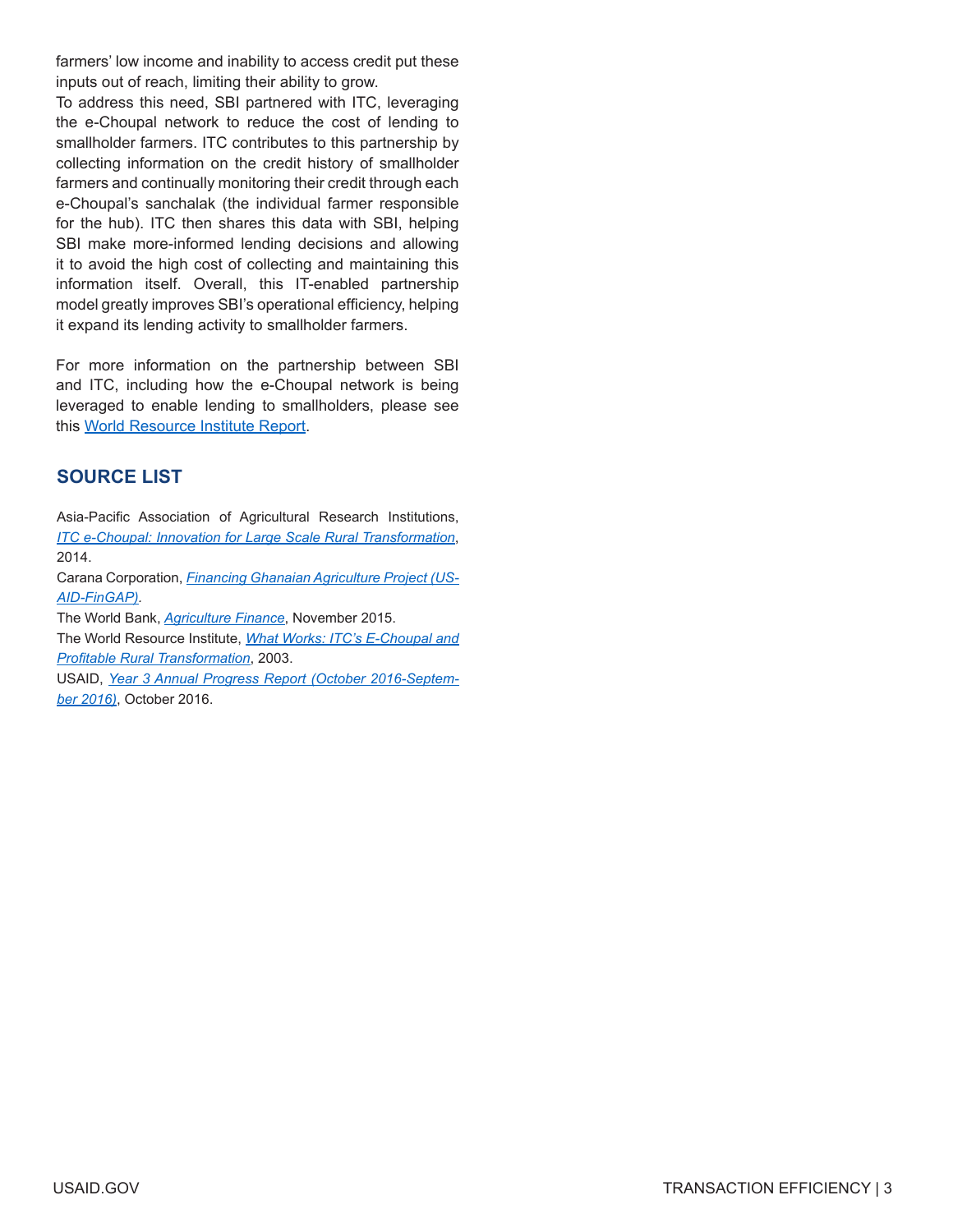farmers' low income and inability to access credit put these inputs out of reach, limiting their ability to grow.

To address this need, SBI partnered with ITC, leveraging the e-Choupal network to reduce the cost of lending to smallholder farmers. ITC contributes to this partnership by collecting information on the credit history of smallholder farmers and continually monitoring their credit through each e-Choupal's sanchalak (the individual farmer responsible for the hub). ITC then shares this data with SBI, helping SBI make more-informed lending decisions and allowing it to avoid the high cost of collecting and maintaining this information itself. Overall, this IT-enabled partnership model greatly improves SBI's operational efficiency, helping it expand its lending activity to smallholder farmers.

For more information on the partnership between SBI and ITC, including how the e-Choupal network is being leveraged to enable lending to smallholders, please see this World Resource Institute Report.

## SOURCE LIST

Asia-Pacific Association of Agricultural Research Institutions, *ITC e-Choupal: Innovation for Large Scale Rural Transformation*, 2014.

Carana Corporation, *Financing Ghanaian Agriculture Project (USAID-FinGAP).*

The World Bank, *Agriculture Finance*, November 2015.

The World Resource Institute, *What Works: ITC's E-Choupal and Profitable Rural Transformation*, 2003.

USAID, *Year 3 Annual Progress Report (October 2016-September 2016)*, October 2016.